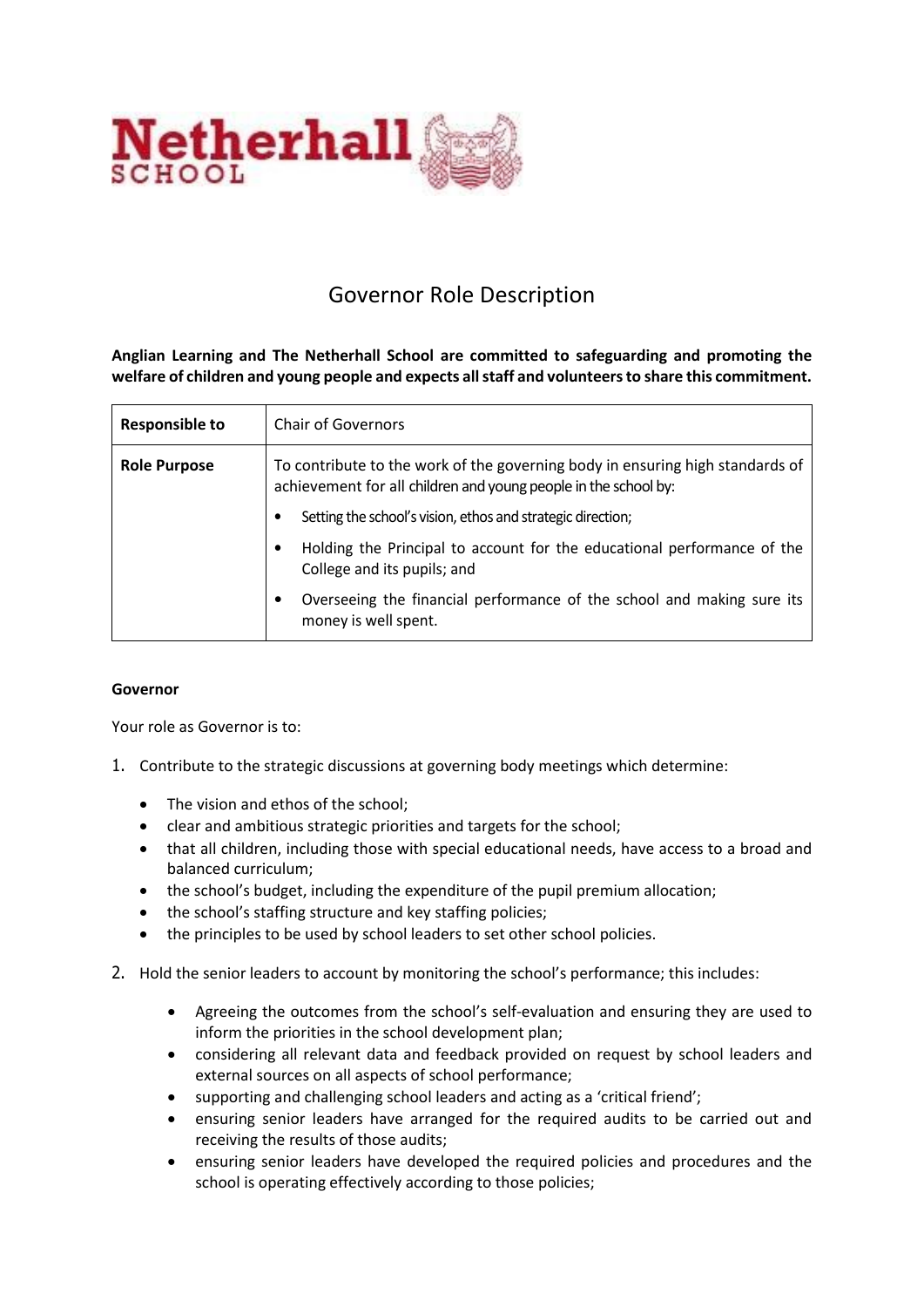# Governor Role Description

**Anglian Learning and The Netherhall School are committed to safeguarding and promoting the welfare of children and young people and expects all staff and volunteers to share this commitment.**

| **Responsible to** | Chair of Governors |
|---|---|
| **Role Purpose** | To contribute to the work of the governing body in ensuring high standards of achievement for all children and young people in the school by:<br>• Setting the school's vision, ethos and strategic direction;<br>• Holding the Principal to account for the educational performance of the College and its pupils; and<br>• Overseeing the financial performance of the school and making sure its money is well spent. |

**Governor**

Your role as Governor is to:

1. Contribute to the strategic discussions at governing body meetings which determine:
   - The vision and ethos of the school;
   - clear and ambitious strategic priorities and targets for the school;
   - that all children, including those with special educational needs, have access to a broad and balanced curriculum;
   - the school's budget, including the expenditure of the pupil premium allocation;
   - the school's staffing structure and key staffing policies;
   - the principles to be used by school leaders to set other school policies.

2. Hold the senior leaders to account by monitoring the school's performance; this includes:
   - Agreeing the outcomes from the school's self-evaluation and ensuring they are used to inform the priorities in the school development plan;
   - considering all relevant data and feedback provided on request by school leaders and external sources on all aspects of school performance;
   - supporting and challenging school leaders and acting as a 'critical friend';
   - ensuring senior leaders have arranged for the required audits to be carried out and receiving the results of those audits;
   - ensuring senior leaders have developed the required policies and procedures and the school is operating effectively according to those policies;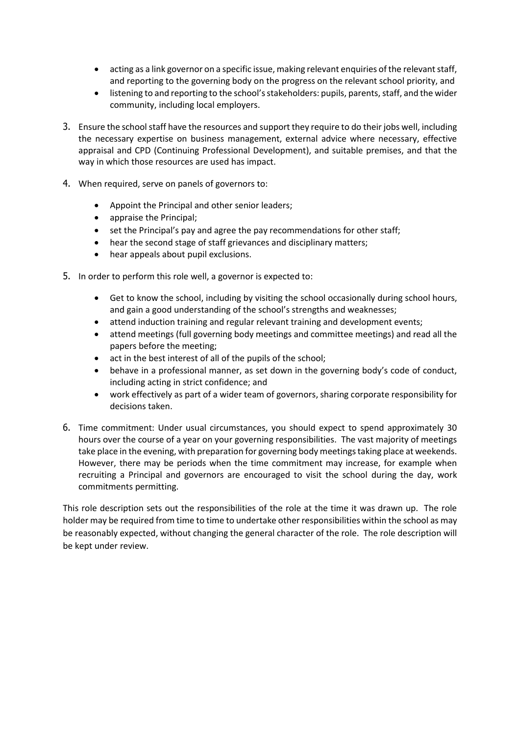- acting as a link governor on a specific issue, making relevant enquiries of the relevant staff, and reporting to the governing body on the progress on the relevant school priority, and
- listening to and reporting to the school's stakeholders: pupils, parents, staff, and the wider community, including local employers.

3. Ensure the school staff have the resources and support they require to do their jobs well, including the necessary expertise on business management, external advice where necessary, effective appraisal and CPD (Continuing Professional Development), and suitable premises, and that the way in which those resources are used has impact.

4. When required, serve on panels of governors to:

   - Appoint the Principal and other senior leaders;
   - appraise the Principal;
   - set the Principal's pay and agree the pay recommendations for other staff;
   - hear the second stage of staff grievances and disciplinary matters;
   - hear appeals about pupil exclusions.

5. In order to perform this role well, a governor is expected to:

   - Get to know the school, including by visiting the school occasionally during school hours, and gain a good understanding of the school's strengths and weaknesses;
   - attend induction training and regular relevant training and development events;
   - attend meetings (full governing body meetings and committee meetings) and read all the papers before the meeting;
   - act in the best interest of all of the pupils of the school;
   - behave in a professional manner, as set down in the governing body's code of conduct, including acting in strict confidence; and
   - work effectively as part of a wider team of governors, sharing corporate responsibility for decisions taken.

6. Time commitment: Under usual circumstances, you should expect to spend approximately 30 hours over the course of a year on your governing responsibilities. The vast majority of meetings take place in the evening, with preparation for governing body meetings taking place at weekends. However, there may be periods when the time commitment may increase, for example when recruiting a Principal and governors are encouraged to visit the school during the day, work commitments permitting.

This role description sets out the responsibilities of the role at the time it was drawn up. The role holder may be required from time to time to undertake other responsibilities within the school as may be reasonably expected, without changing the general character of the role. The role description will be kept under review.